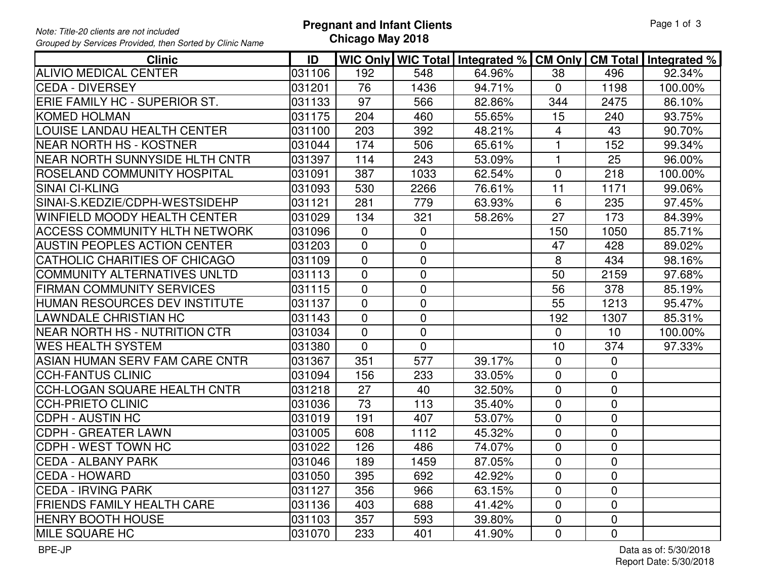*Note: Title-20 clients are not included*
*Grouped by Services Provided, then Sorted by Clinic Name*

# Pregnant and Infant Clients
## Chicago May 2018

| Clinic | ID | WIC Only | WIC Total | Integrated % | CM Only | CM Total | Integrated % |
|---|---|---|---|---|---|---|---|
| ALIVIO MEDICAL CENTER | 031106 | 192 | 548 | 64.96% | 38 | 496 | 92.34% |
| CEDA - DIVERSEY | 031201 | 76 | 1436 | 94.71% | 0 | 1198 | 100.00% |
| ERIE FAMILY HC - SUPERIOR ST. | 031133 | 97 | 566 | 82.86% | 344 | 2475 | 86.10% |
| KOMED HOLMAN | 031175 | 204 | 460 | 55.65% | 15 | 240 | 93.75% |
| LOUISE LANDAU HEALTH CENTER | 031100 | 203 | 392 | 48.21% | 4 | 43 | 90.70% |
| NEAR NORTH HS - KOSTNER | 031044 | 174 | 506 | 65.61% | 1 | 152 | 99.34% |
| NEAR NORTH SUNNYSIDE HLTH CNTR | 031397 | 114 | 243 | 53.09% | 1 | 25 | 96.00% |
| ROSELAND COMMUNITY HOSPITAL | 031091 | 387 | 1033 | 62.54% | 0 | 218 | 100.00% |
| SINAI CI-KLING | 031093 | 530 | 2266 | 76.61% | 11 | 1171 | 99.06% |
| SINAI-S.KEDZIE/CDPH-WESTSIDEHP | 031121 | 281 | 779 | 63.93% | 6 | 235 | 97.45% |
| WINFIELD MOODY HEALTH CENTER | 031029 | 134 | 321 | 58.26% | 27 | 173 | 84.39% |
| ACCESS COMMUNITY HLTH NETWORK | 031096 | 0 | 0 | | 150 | 1050 | 85.71% |
| AUSTIN PEOPLES ACTION CENTER | 031203 | 0 | 0 | | 47 | 428 | 89.02% |
| CATHOLIC CHARITIES OF CHICAGO | 031109 | 0 | 0 | | 8 | 434 | 98.16% |
| COMMUNITY ALTERNATIVES UNLTD | 031113 | 0 | 0 | | 50 | 2159 | 97.68% |
| FIRMAN COMMUNITY SERVICES | 031115 | 0 | 0 | | 56 | 378 | 85.19% |
| HUMAN RESOURCES DEV INSTITUTE | 031137 | 0 | 0 | | 55 | 1213 | 95.47% |
| LAWNDALE CHRISTIAN HC | 031143 | 0 | 0 | | 192 | 1307 | 85.31% |
| NEAR NORTH HS - NUTRITION CTR | 031034 | 0 | 0 | | 0 | 10 | 100.00% |
| WES HEALTH SYSTEM | 031380 | 0 | 0 | | 10 | 374 | 97.33% |
| ASIAN HUMAN SERV FAM CARE CNTR | 031367 | 351 | 577 | 39.17% | 0 | 0 | |
| CCH-FANTUS CLINIC | 031094 | 156 | 233 | 33.05% | 0 | 0 | |
| CCH-LOGAN SQUARE HEALTH CNTR | 031218 | 27 | 40 | 32.50% | 0 | 0 | |
| CCH-PRIETO CLINIC | 031036 | 73 | 113 | 35.40% | 0 | 0 | |
| CDPH - AUSTIN HC | 031019 | 191 | 407 | 53.07% | 0 | 0 | |
| CDPH - GREATER LAWN | 031005 | 608 | 1112 | 45.32% | 0 | 0 | |
| CDPH - WEST TOWN HC | 031022 | 126 | 486 | 74.07% | 0 | 0 | |
| CEDA - ALBANY PARK | 031046 | 189 | 1459 | 87.05% | 0 | 0 | |
| CEDA - HOWARD | 031050 | 395 | 692 | 42.92% | 0 | 0 | |
| CEDA - IRVING PARK | 031127 | 356 | 966 | 63.15% | 0 | 0 | |
| FRIENDS FAMILY HEALTH CARE | 031136 | 403 | 688 | 41.42% | 0 | 0 | |
| HENRY BOOTH HOUSE | 031103 | 357 | 593 | 39.80% | 0 | 0 | |
| MILE SQUARE HC | 031070 | 233 | 401 | 41.90% | 0 | 0 | |

BPE-JP

Data as of: 5/30/2018
Report Date: 5/30/2018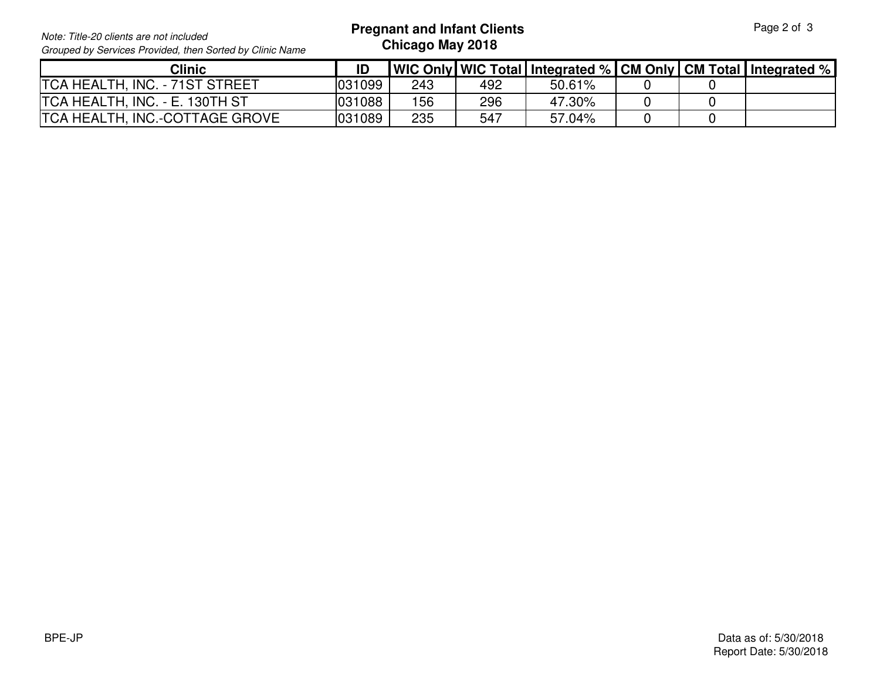*Note: Title-20 clients are not included*
*Grouped by Services Provided, then Sorted by Clinic Name*

**Pregnant and Infant Clients**
**Chicago May 2018**

| Clinic | ID | WIC Only | WIC Total | Integrated % | CM Only | CM Total | Integrated % |
|---|---|---|---|---|---|---|---|
| TCA HEALTH, INC. - 71ST STREET | 031099 | 243 | 492 | 50.61% | 0 | 0 | |
| TCA HEALTH, INC. - E. 130TH ST | 031088 | 156 | 296 | 47.30% | 0 | 0 | |
| TCA HEALTH, INC.-COTTAGE GROVE | 031089 | 235 | 547 | 57.04% | 0 | 0 | |

BPE-JP

Data as of: 5/30/2018
Report Date: 5/30/2018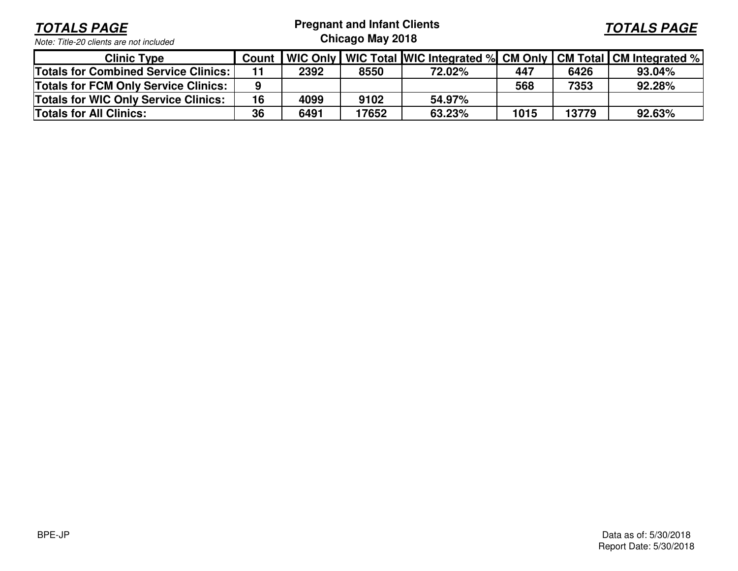# TOTALS PAGE

*Note: Title-20 clients are not included*

**Pregnant and Infant Clients**
**Chicago May 2018**

| Clinic Type | Count | WIC Only | WIC Total | WIC Integrated % | CM Only | CM Total | CM Integrated % |
|---|---|---|---|---|---|---|---|
| Totals for Combined Service Clinics: | 11 | 2392 | 8550 | 72.02% | 447 | 6426 | 93.04% |
| Totals for FCM Only Service Clinics: | 9 | | | | 568 | 7353 | 92.28% |
| Totals for WIC Only Service Clinics: | 16 | 4099 | 9102 | 54.97% | | | |
| Totals for All Clinics: | 36 | 6491 | 17652 | 63.23% | 1015 | 13779 | 92.63% |

BPE-JP

Data as of: 5/30/2018
Report Date: 5/30/2018